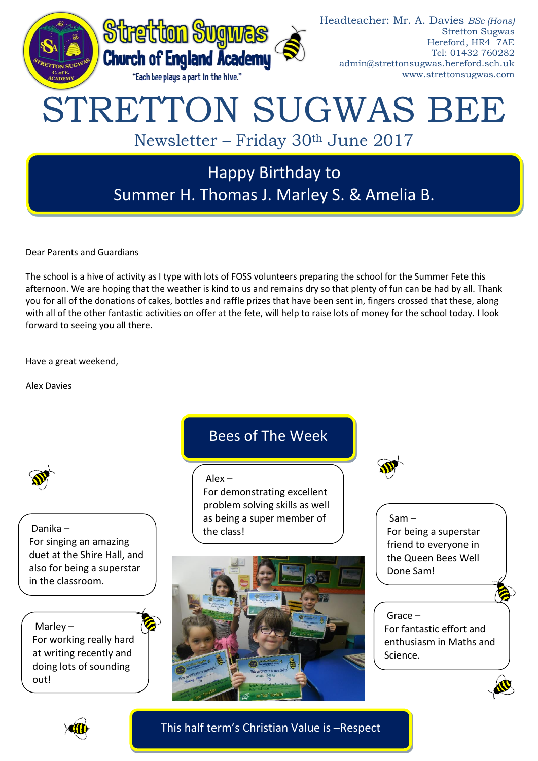Stretton Sugwas Church of England Academy

"Each bee plays a part in the hive."

Headteacher: Mr. A. Davies *BSc (Hons)*
Stretton Sugwas
Hereford, HR4 7AE
Tel: 01432 760282
admin@strettonsugwas.hereford.sch.uk
www.strettonsugwas.com

# STRETTON SUGWAS BEE

## Newsletter – Friday 30th June 2017

### Happy Birthday to Summer H. Thomas J. Marley S. & Amelia B.

Dear Parents and Guardians

The school is a hive of activity as I type with lots of FOSS volunteers preparing the school for the Summer Fete this afternoon. We are hoping that the weather is kind to us and remains dry so that plenty of fun can be had by all. Thank you for all of the donations of cakes, bottles and raffle prizes that have been sent in, fingers crossed that these, along with all of the other fantastic activities on offer at the fete, will help to raise lots of money for the school today. I look forward to seeing you all there.

Have a great weekend,

Alex Davies

## Bees of The Week

Alex – For demonstrating excellent problem solving skills as well as being a super member of the class!

Danika – For singing an amazing duet at the Shire Hall, and also for being a superstar in the classroom.

Marley – For working really hard at writing recently and doing lots of sounding out!

Sam – For being a superstar friend to everyone in the Queen Bees Well Done Sam!

Grace – For fantastic effort and enthusiasm in Maths and Science.

### This half term's Christian Value is –Respect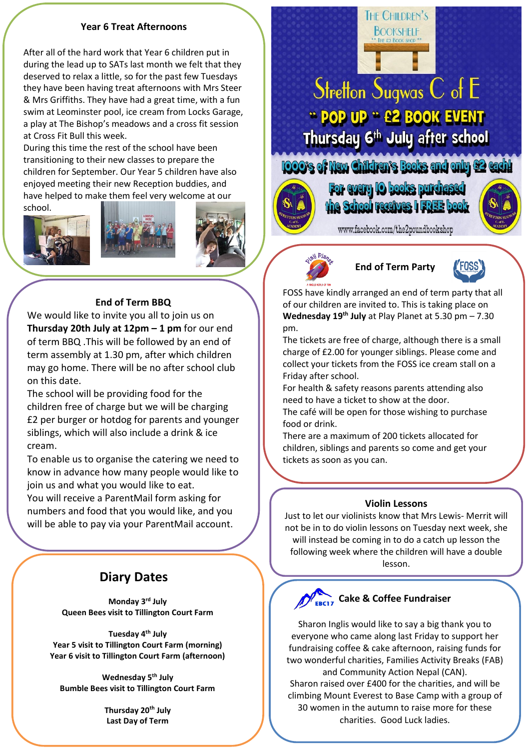## Year 6 Treat Afternoons

After all of the hard work that Year 6 children put in during the lead up to SATs last month we felt that they deserved to relax a little, so for the past few Tuesdays they have been having treat afternoons with Mrs Steer & Mrs Griffiths. They have had a great time, with a fun swim at Leominster pool, ice cream from Locks Garage, a play at The Bishop's meadows and a cross fit session at Cross Fit Bull this week.

During this time the rest of the school have been transitioning to their new classes to prepare the children for September. Our Year 5 children have also enjoyed meeting their new Reception buddies, and have helped to make them feel very welcome at our school.

## End of Term BBQ

We would like to invite you all to join us on **Thursday 20th July at 12pm – 1 pm** for our end of term BBQ .This will be followed by an end of term assembly at 1.30 pm, after which children may go home. There will be no after school club on this date.

The school will be providing food for the children free of charge but we will be charging £2 per burger or hotdog for parents and younger siblings, which will also include a drink & ice cream.

To enable us to organise the catering we need to know in advance how many people would like to join us and what you would like to eat.

You will receive a ParentMail form asking for numbers and food that you would like, and you will be able to pay via your ParentMail account.

## Diary Dates

**Monday 3rd July**
**Queen Bees visit to Tillington Court Farm**

**Tuesday 4th July**
**Year 5 visit to Tillington Court Farm (morning)**
**Year 6 visit to Tillington Court Farm (afternoon)**

**Wednesday 5th July**
**Bumble Bees visit to Tillington Court Farm**

**Thursday 20th July**
**Last Day of Term**

## The Children's Bookshelf

** The £2 Book Shop **

# Stretton Sugwas C of E

**~ POP UP ~ £2 BOOK EVENT**

**Thursday 6th July after school**

**1000's of New Children's Books and only £2 each!**

**For every 10 books purchased the School receives 1 FREE book**

www.facebook.com/the2poundbookshop

## End of Term Party

FOSS have kindly arranged an end of term party that all of our children are invited to. This is taking place on **Wednesday 19th July** at Play Planet at 5.30 pm – 7.30 pm.

The tickets are free of charge, although there is a small charge of £2.00 for younger siblings. Please come and collect your tickets from the FOSS ice cream stall on a Friday after school.

For health & safety reasons parents attending also need to have a ticket to show at the door.

The café will be open for those wishing to purchase food or drink.

There are a maximum of 200 tickets allocated for children, siblings and parents so come and get your tickets as soon as you can.

## Violin Lessons

Just to let our violinists know that Mrs Lewis- Merrit will not be in to do violin lessons on Tuesday next week, she will instead be coming in to do a catch up lesson the following week where the children will have a double lesson.

## Cake & Coffee Fundraiser

Sharon Inglis would like to say a big thank you to everyone who came along last Friday to support her fundraising coffee & cake afternoon, raising funds for two wonderful charities, Families Activity Breaks (FAB) and Community Action Nepal (CAN).

Sharon raised over £400 for the charities, and will be climbing Mount Everest to Base Camp with a group of 30 women in the autumn to raise more for these charities. Good Luck ladies.